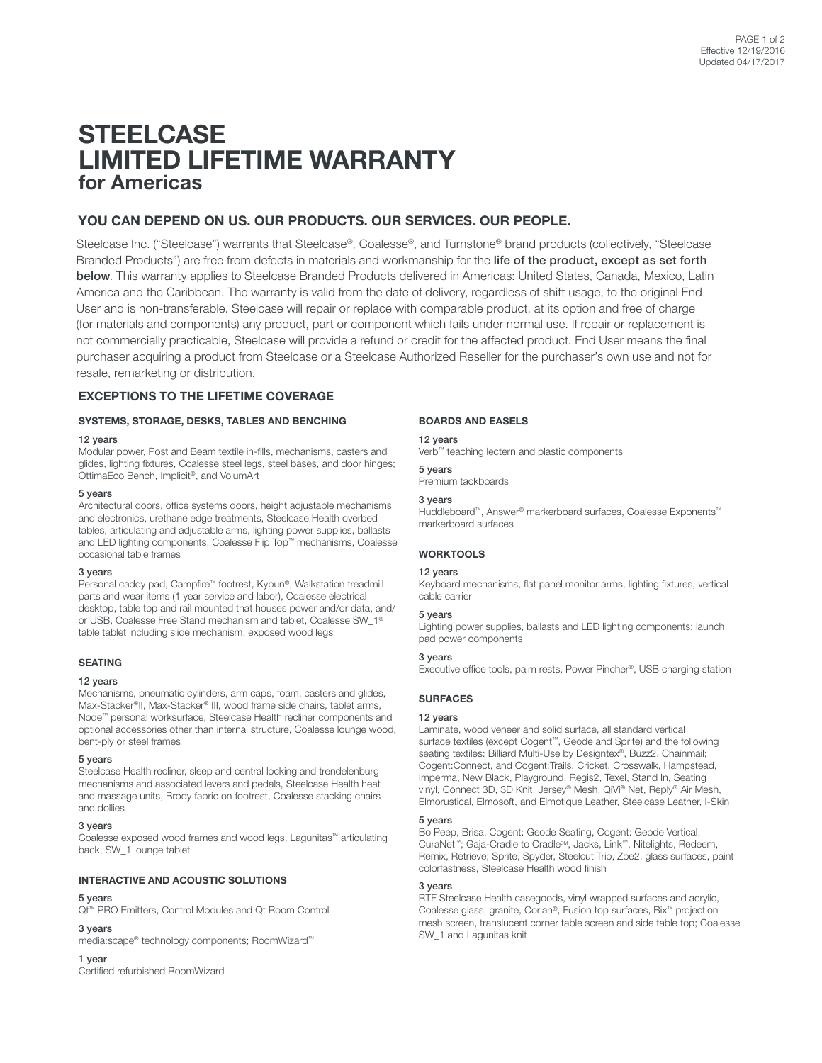# STEELCASE LIMITED LIFETIME WARRANTY for Americas

Effective 12/19/2016
Updated 04/17/2017

## YOU CAN DEPEND ON US. OUR PRODUCTS. OUR SERVICES. OUR PEOPLE.

Steelcase Inc. ("Steelcase") warrants that Steelcase®, Coalesse®, and Turnstone® brand products (collectively, "Steelcase Branded Products") are free from defects in materials and workmanship for the **life of the product, except as set forth below**. This warranty applies to Steelcase Branded Products delivered in Americas: United States, Canada, Mexico, Latin America and the Caribbean. The warranty is valid from the date of delivery, regardless of shift usage, to the original End User and is non-transferable. Steelcase will repair or replace with comparable product, at its option and free of charge (for materials and components) any product, part or component which fails under normal use. If repair or replacement is not commercially practicable, Steelcase will provide a refund or credit for the affected product. End User means the final purchaser acquiring a product from Steelcase or a Steelcase Authorized Reseller for the purchaser's own use and not for resale, remarketing or distribution.

### EXCEPTIONS TO THE LIFETIME COVERAGE

#### SYSTEMS, STORAGE, DESKS, TABLES AND BENCHING

**12 years**
Modular power, Post and Beam textile in-fills, mechanisms, casters and glides, lighting fixtures, Coalesse steel legs, steel bases, and door hinges; OttimaEco Bench, Implicit®, and VolumArt

**5 years**
Architectural doors, office systems doors, height adjustable mechanisms and electronics, urethane edge treatments, Steelcase Health overbed tables, articulating and adjustable arms, lighting power supplies, ballasts and LED lighting components, Coalesse Flip Top™ mechanisms, Coalesse occasional table frames

**3 years**
Personal caddy pad, Campfire™ footrest, Kybun®, Walkstation treadmill parts and wear items (1 year service and labor), Coalesse electrical desktop, table top and rail mounted that houses power and/or data, and/or USB, Coalesse Free Stand mechanism and tablet, Coalesse SW_1® table tablet including slide mechanism, exposed wood legs

#### SEATING

**12 years**
Mechanisms, pneumatic cylinders, arm caps, foam, casters and glides, Max-Stacker®II, Max-Stacker® III, wood frame side chairs, tablet arms, Node™ personal worksurface, Steelcase Health recliner components and optional accessories other than internal structure, Coalesse lounge wood, bent-ply or steel frames

**5 years**
Steelcase Health recliner, sleep and central locking and trendelenburg mechanisms and associated levers and pedals, Steelcase Health heat and massage units, Brody fabric on footrest, Coalesse stacking chairs and dollies

**3 years**
Coalesse exposed wood frames and wood legs, Lagunitas™ articulating back, SW_1 lounge tablet

#### INTERACTIVE AND ACOUSTIC SOLUTIONS

**5 years**
Qt™ PRO Emitters, Control Modules and Qt Room Control

**3 years**
media:scape® technology components; RoomWizard™

**1 year**
Certified refurbished RoomWizard

#### BOARDS AND EASELS

**12 years**
Verb™ teaching lectern and plastic components

**5 years**
Premium tackboards

**3 years**
Huddleboard™, Answer® markerboard surfaces, Coalesse Exponents™ markerboard surfaces

#### WORKTOOLS

**12 years**
Keyboard mechanisms, flat panel monitor arms, lighting fixtures, vertical cable carrier

**5 years**
Lighting power supplies, ballasts and LED lighting components; launch pad power components

**3 years**
Executive office tools, palm rests, Power Pincher®, USB charging station

#### SURFACES

**12 years**
Laminate, wood veneer and solid surface, all standard vertical surface textiles (except Cogent™, Geode and Sprite) and the following seating textiles: Billiard Multi-Use by Designtex®, Buzz2, Chainmail; Cogent:Connect, and Cogent:Trails, Cricket, Crosswalk, Hampstead, Imperma, New Black, Playground, Regis2, Texel, Stand In, Seating vinyl, Connect 3D, 3D Knit, Jersey® Mesh, QiVi® Net, Reply® Air Mesh, Elmorustical, Elmosoft, and Elmotique Leather, Steelcase Leather, I-Skin

**5 years**
Bo Peep, Brisa, Cogent: Geode Seating, Cogent: Geode Vertical, CuraNet™; Gaja-Cradle to Cradle℠, Jacks, Link™, Nitelights, Redeem, Remix, Retrieve; Sprite, Spyder, Steelcut Trio, Zoe2, glass surfaces, paint colorfastness, Steelcase Health wood finish

**3 years**
RTF Steelcase Health casegoods, vinyl wrapped surfaces and acrylic, Coalesse glass, granite, Corian®, Fusion top surfaces, Bix™ projection mesh screen, translucent corner table screen and side table top; Coalesse SW_1 and Lagunitas knit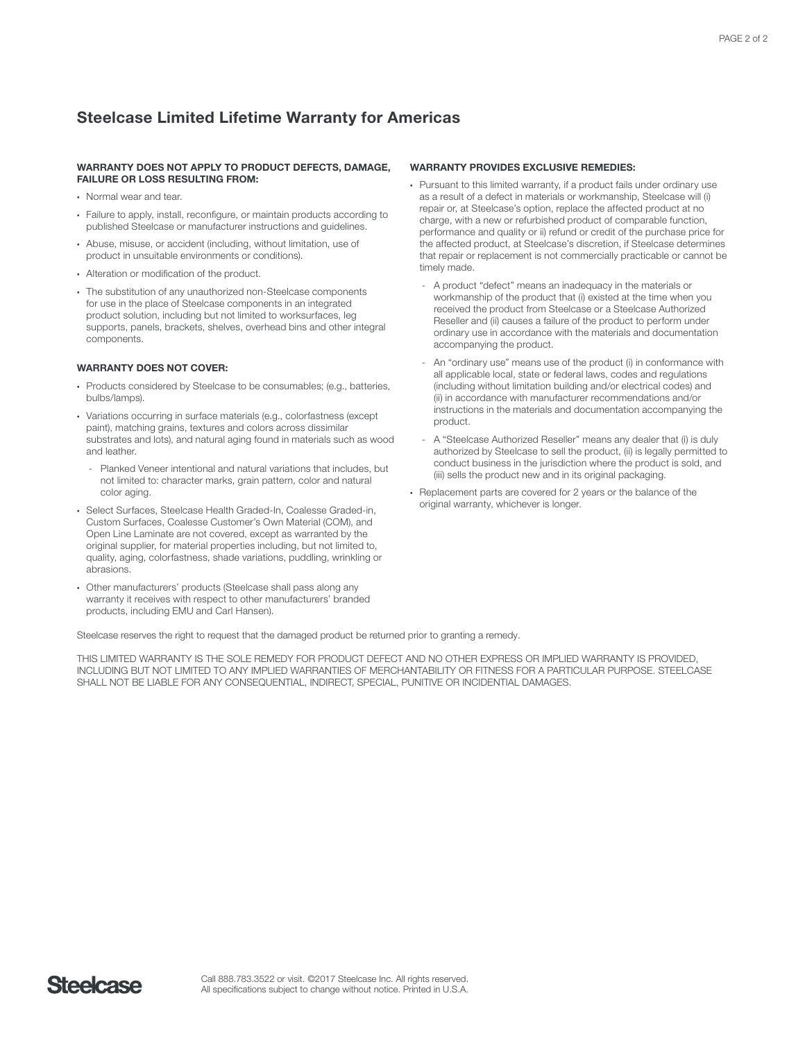## Steelcase Limited Lifetime Warranty for Americas

**WARRANTY DOES NOT APPLY TO PRODUCT DEFECTS, DAMAGE, FAILURE OR LOSS RESULTING FROM:**

- Normal wear and tear.
- Failure to apply, install, reconfigure, or maintain products according to published Steelcase or manufacturer instructions and guidelines.
- Abuse, misuse, or accident (including, without limitation, use of product in unsuitable environments or conditions).
- Alteration or modification of the product.
- The substitution of any unauthorized non-Steelcase components for use in the place of Steelcase components in an integrated product solution, including but not limited to worksurfaces, leg supports, panels, brackets, shelves, overhead bins and other integral components.

**WARRANTY DOES NOT COVER:**

- Products considered by Steelcase to be consumables; (e.g., batteries, bulbs/lamps).
- Variations occurring in surface materials (e.g., colorfastness (except paint), matching grains, textures and colors across dissimilar substrates and lots), and natural aging found in materials such as wood and leather.
  - Planked Veneer intentional and natural variations that includes, but not limited to: character marks, grain pattern, color and natural color aging.
- Select Surfaces, Steelcase Health Graded-In, Coalesse Graded-in, Custom Surfaces, Coalesse Customer's Own Material (COM), and Open Line Laminate are not covered, except as warranted by the original supplier, for material properties including, but not limited to, quality, aging, colorfastness, shade variations, puddling, wrinkling or abrasions.
- Other manufacturers' products (Steelcase shall pass along any warranty it receives with respect to other manufacturers' branded products, including EMU and Carl Hansen).

**WARRANTY PROVIDES EXCLUSIVE REMEDIES:**

- Pursuant to this limited warranty, if a product fails under ordinary use as a result of a defect in materials or workmanship, Steelcase will (i) repair or, at Steelcase's option, replace the affected product at no charge, with a new or refurbished product of comparable function, performance and quality or ii) refund or credit of the purchase price for the affected product, at Steelcase's discretion, if Steelcase determines that repair or replacement is not commercially practicable or cannot be timely made.
  - A product "defect" means an inadequacy in the materials or workmanship of the product that (i) existed at the time when you received the product from Steelcase or a Steelcase Authorized Reseller and (ii) causes a failure of the product to perform under ordinary use in accordance with the materials and documentation accompanying the product.
  - An "ordinary use" means use of the product (i) in conformance with all applicable local, state or federal laws, codes and regulations (including without limitation building and/or electrical codes) and (ii) in accordance with manufacturer recommendations and/or instructions in the materials and documentation accompanying the product.
  - A "Steelcase Authorized Reseller" means any dealer that (i) is duly authorized by Steelcase to sell the product, (ii) is legally permitted to conduct business in the jurisdiction where the product is sold, and (iii) sells the product new and in its original packaging.
- Replacement parts are covered for 2 years or the balance of the original warranty, whichever is longer.

Steelcase reserves the right to request that the damaged product be returned prior to granting a remedy.

THIS LIMITED WARRANTY IS THE SOLE REMEDY FOR PRODUCT DEFECT AND NO OTHER EXPRESS OR IMPLIED WARRANTY IS PROVIDED, INCLUDING BUT NOT LIMITED TO ANY IMPLIED WARRANTIES OF MERCHANTABILITY OR FITNESS FOR A PARTICULAR PURPOSE. STEELCASE SHALL NOT BE LIABLE FOR ANY CONSEQUENTIAL, INDIRECT, SPECIAL, PUNITIVE OR INCIDENTIAL DAMAGES.

Steelcase

Call 888.783.3522 or visit. ©2017 Steelcase Inc. All rights reserved.
All specifications subject to change without notice. Printed in U.S.A.